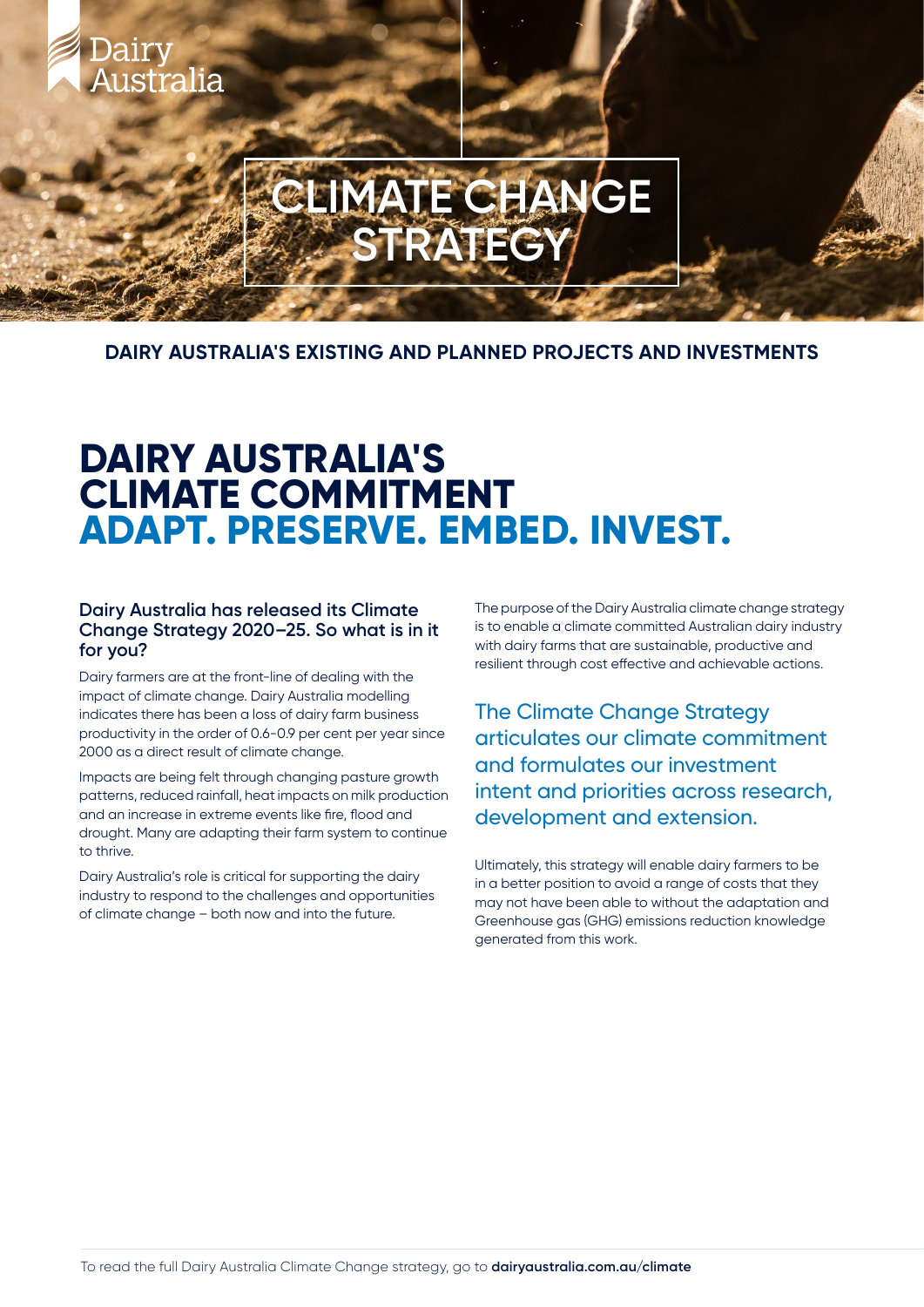Dairy Australia

# CLIMATE CHANGE STRATEGY

**DAIRY AUSTRALIA'S EXISTING AND PLANNED PROJECTS AND INVESTMENTS**

## DAIRY AUSTRALIA'S CLIMATE COMMITMENT ADAPT. PRESERVE. EMBED. INVEST.

### Dairy Australia has released its Climate Change Strategy 2020–25. So what is in it for you?

Dairy farmers are at the front-line of dealing with the impact of climate change. Dairy Australia modelling indicates there has been a loss of dairy farm business productivity in the order of 0.6-0.9 per cent per year since 2000 as a direct result of climate change.

Impacts are being felt through changing pasture growth patterns, reduced rainfall, heat impacts on milk production and an increase in extreme events like fire, flood and drought. Many are adapting their farm system to continue to thrive.

Dairy Australia's role is critical for supporting the dairy industry to respond to the challenges and opportunities of climate change – both now and into the future.

The purpose of the Dairy Australia climate change strategy is to enable a climate committed Australian dairy industry with dairy farms that are sustainable, productive and resilient through cost effective and achievable actions.

The Climate Change Strategy articulates our climate commitment and formulates our investment intent and priorities across research, development and extension.

Ultimately, this strategy will enable dairy farmers to be in a better position to avoid a range of costs that they may not have been able to without the adaptation and Greenhouse gas (GHG) emissions reduction knowledge generated from this work.

To read the full Dairy Australia Climate Change strategy, go to **dairyaustralia.com.au/climate**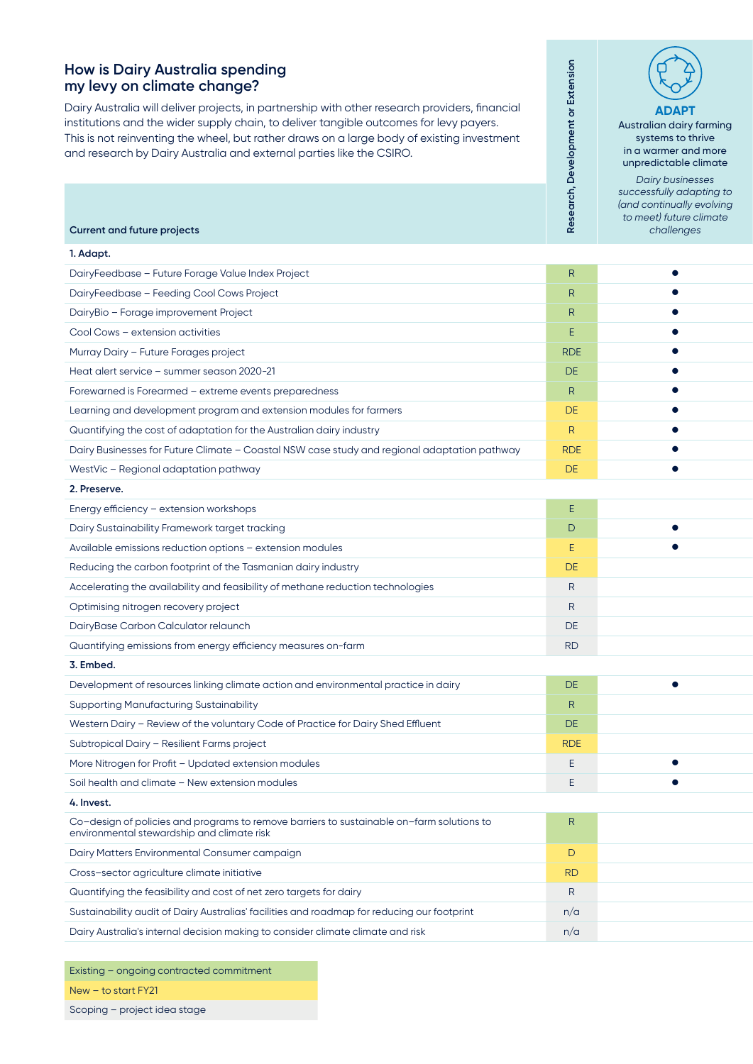## How is Dairy Australia spending my levy on climate change?

Dairy Australia will deliver projects, in partnership with other research providers, financial institutions and the wider supply chain, to deliver tangible outcomes for levy payers. This is not reinventing the wheel, but rather draws on a large body of existing investment and research by Dairy Australia and external parties like the CSIRO.

| Current and future projects | Research, Development or Extension | **ADAPT** Australian dairy farming systems to thrive in a warmer and more unpredictable climate *Dairy businesses successfully adapting to (and continually evolving to meet) future climate challenges* |
|---|---|---|
| **1. Adapt.** | | |
| DairyFeedbase – Future Forage Value Index Project | R | ● |
| DairyFeedbase – Feeding Cool Cows Project | R | ● |
| DairyBio – Forage improvement Project | R | ● |
| Cool Cows – extension activities | E | ● |
| Murray Dairy – Future Forages project | RDE | ● |
| Heat alert service – summer season 2020-21 | DE | ● |
| Forewarned is Forearmed – extreme events preparedness | R | ● |
| Learning and development program and extension modules for farmers | DE | ● |
| Quantifying the cost of adaptation for the Australian dairy industry | R | ● |
| Dairy Businesses for Future Climate – Coastal NSW case study and regional adaptation pathway | RDE | ● |
| WestVic – Regional adaptation pathway | DE | ● |
| **2. Preserve.** | | |
| Energy efficiency – extension workshops | E | |
| Dairy Sustainability Framework target tracking | D | ● |
| Available emissions reduction options – extension modules | E | ● |
| Reducing the carbon footprint of the Tasmanian dairy industry | DE | |
| Accelerating the availability and feasibility of methane reduction technologies | R | |
| Optimising nitrogen recovery project | R | |
| DairyBase Carbon Calculator relaunch | DE | |
| Quantifying emissions from energy efficiency measures on-farm | RD | |
| **3. Embed.** | | |
| Development of resources linking climate action and environmental practice in dairy | DE | ● |
| Supporting Manufacturing Sustainability | R | |
| Western Dairy – Review of the voluntary Code of Practice for Dairy Shed Effluent | DE | |
| Subtropical Dairy – Resilient Farms project | RDE | |
| More Nitrogen for Profit – Updated extension modules | E | ● |
| Soil health and climate – New extension modules | E | ● |
| **4. Invest.** | | |
| Co–design of policies and programs to remove barriers to sustainable on–farm solutions to environmental stewardship and climate risk | R | |
| Dairy Matters Environmental Consumer campaign | D | |
| Cross–sector agriculture climate initiative | RD | |
| Quantifying the feasibility and cost of net zero targets for dairy | R | |
| Sustainability audit of Dairy Australias' facilities and roadmap for reducing our footprint | n/a | |
| Dairy Australia's internal decision making to consider climate climate and risk | n/a | |

- Existing – ongoing contracted commitment
- New – to start FY21
- Scoping – project idea stage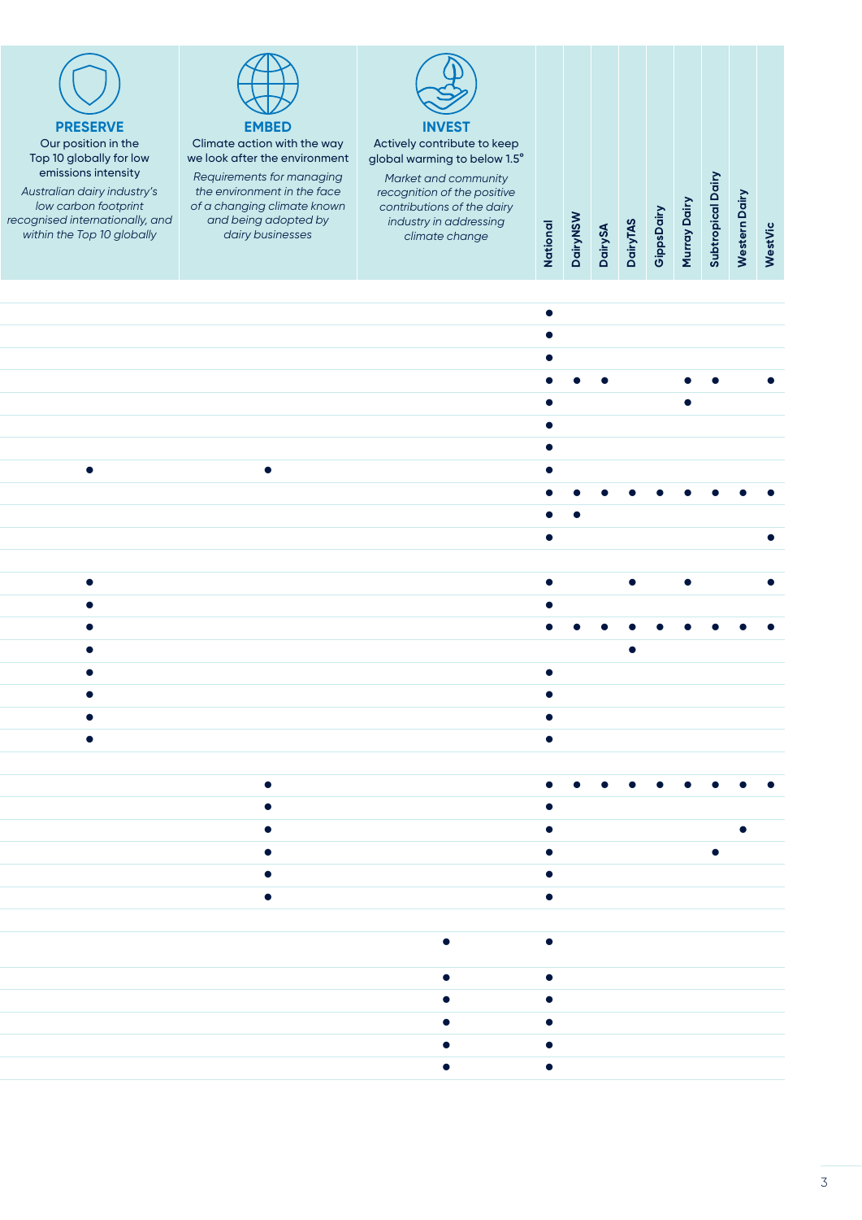| **PRESERVE** Our position in the Top 10 globally for low emissions intensity *Australian dairy industry's low carbon footprint recognised internationally, and within the Top 10 globally* | **EMBED** Climate action with the way we look after the environment *Requirements for managing the environment in the face of a changing climate known and being adopted by dairy businesses* | **INVEST** Actively contribute to keep global warming to below 1.5° *Market and community recognition of the positive contributions of the dairy industry in addressing climate change* | National | DairyNSW | DairySA | DairyTAS | GippsDairy | Murray Dairy | Subtropical Dairy | Western Dairy | WestVic |
|---|---|---|---|---|---|---|---|---|---|---|---|
| | | | ● | | | | | | | | |
| | | | ● | | | | | | | | |
| | | | ● | | | | | | | | |
| | | | ● | ● | ● | | | ● | ● | | ● |
| | | | ● | | | | | ● | | | |
| | | | ● | | | | | | | | |
| | | | ● | | | | | | | | |
| ● | ● | | ● | | | | | | | | |
| | | | ● | ● | ● | ● | ● | ● | ● | ● | ● |
| | | | ● | ● | | | | | | | |
| | | | ● | | | | | | | | ● |
| | | | | | | | | | | | |
| ● | | | ● | | | ● | | ● | | | ● |
| ● | | | ● | | | | | | | | |
| ● | | | ● | ● | ● | ● | ● | ● | ● | ● | ● |
| ● | | | | | | ● | | | | | |
| ● | | | ● | | | | | | | | |
| ● | | | ● | | | | | | | | |
| ● | | | ● | | | | | | | | |
| ● | | | ● | | | | | | | | |
| | | | | | | | | | | | |
| | ● | | ● | ● | ● | ● | ● | ● | ● | ● | ● |
| | ● | | ● | | | | | | | | |
| | ● | | ● | | | | | | | ● | |
| | ● | | ● | | | | | | ● | | |
| | ● | | ● | | | | | | | | |
| | ● | | ● | | | | | | | | |
| | | | | | | | | | | | |
| | | ● | ● | | | | | | | | |
| | | ● | ● | | | | | | | | |
| | | ● | ● | | | | | | | | |
| | | ● | ● | | | | | | | | |
| | | ● | ● | | | | | | | | |
| | | ● | ● | | | | | | | | |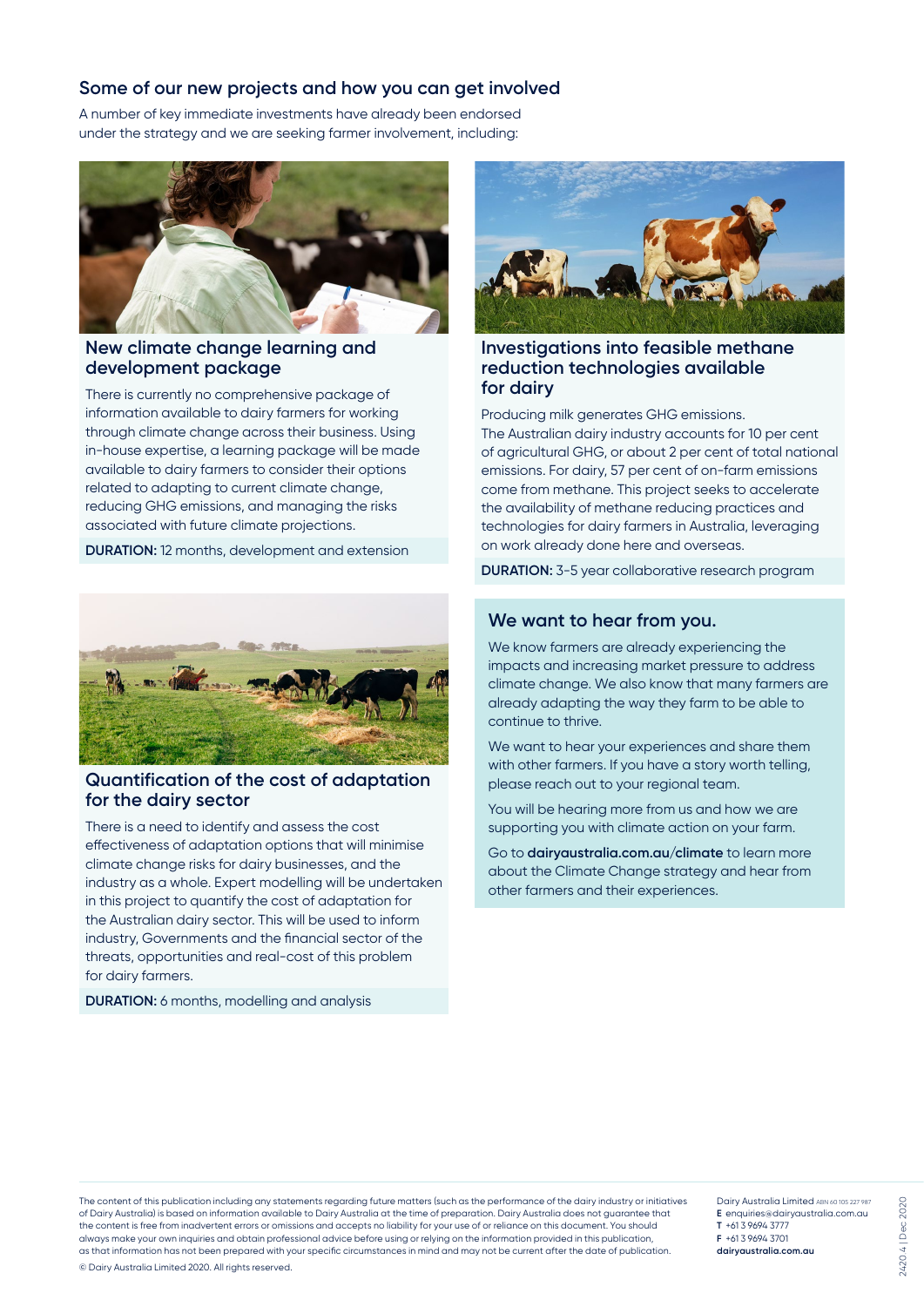## Some of our new projects and how you can get involved

A number of key immediate investments have already been endorsed under the strategy and we are seeking farmer involvement, including:

### New climate change learning and development package

There is currently no comprehensive package of information available to dairy farmers for working through climate change across their business. Using in-house expertise, a learning package will be made available to dairy farmers to consider their options related to adapting to current climate change, reducing GHG emissions, and managing the risks associated with future climate projections.

**DURATION:** 12 months, development and extension

### Quantification of the cost of adaptation for the dairy sector

There is a need to identify and assess the cost effectiveness of adaptation options that will minimise climate change risks for dairy businesses, and the industry as a whole. Expert modelling will be undertaken in this project to quantify the cost of adaptation for the Australian dairy sector. This will be used to inform industry, Governments and the financial sector of the threats, opportunities and real-cost of this problem for dairy farmers.

**DURATION:** 6 months, modelling and analysis

### Investigations into feasible methane reduction technologies available for dairy

Producing milk generates GHG emissions. The Australian dairy industry accounts for 10 per cent of agricultural GHG, or about 2 per cent of total national emissions. For dairy, 57 per cent of on-farm emissions come from methane. This project seeks to accelerate the availability of methane reducing practices and technologies for dairy farmers in Australia, leveraging on work already done here and overseas.

**DURATION:** 3-5 year collaborative research program

### We want to hear from you.

We know farmers are already experiencing the impacts and increasing market pressure to address climate change. We also know that many farmers are already adapting the way they farm to be able to continue to thrive.

We want to hear your experiences and share them with other farmers. If you have a story worth telling, please reach out to your regional team.

You will be hearing more from us and how we are supporting you with climate action on your farm.

Go to **dairyaustralia.com.au/climate** to learn more about the Climate Change strategy and hear from other farmers and their experiences.

The content of this publication including any statements regarding future matters (such as the performance of the dairy industry or initiatives of Dairy Australia) is based on information available to Dairy Australia at the time of preparation. Dairy Australia does not guarantee that the content is free from inadvertent errors or omissions and accepts no liability for your use of or reliance on this document. You should always make your own inquiries and obtain professional advice before using or relying on the information provided in this publication, as that information has not been prepared with your specific circumstances in mind and may not be current after the date of publication.

© Dairy Australia Limited 2020. All rights reserved.

Dairy Australia Limited ABN 60 105 227 987
**E** enquiries@dairyaustralia.com.au
**T** +61 3 9694 3777
**F** +61 3 9694 3701
**dairyaustralia.com.au**

2420 4 | Dec 2020